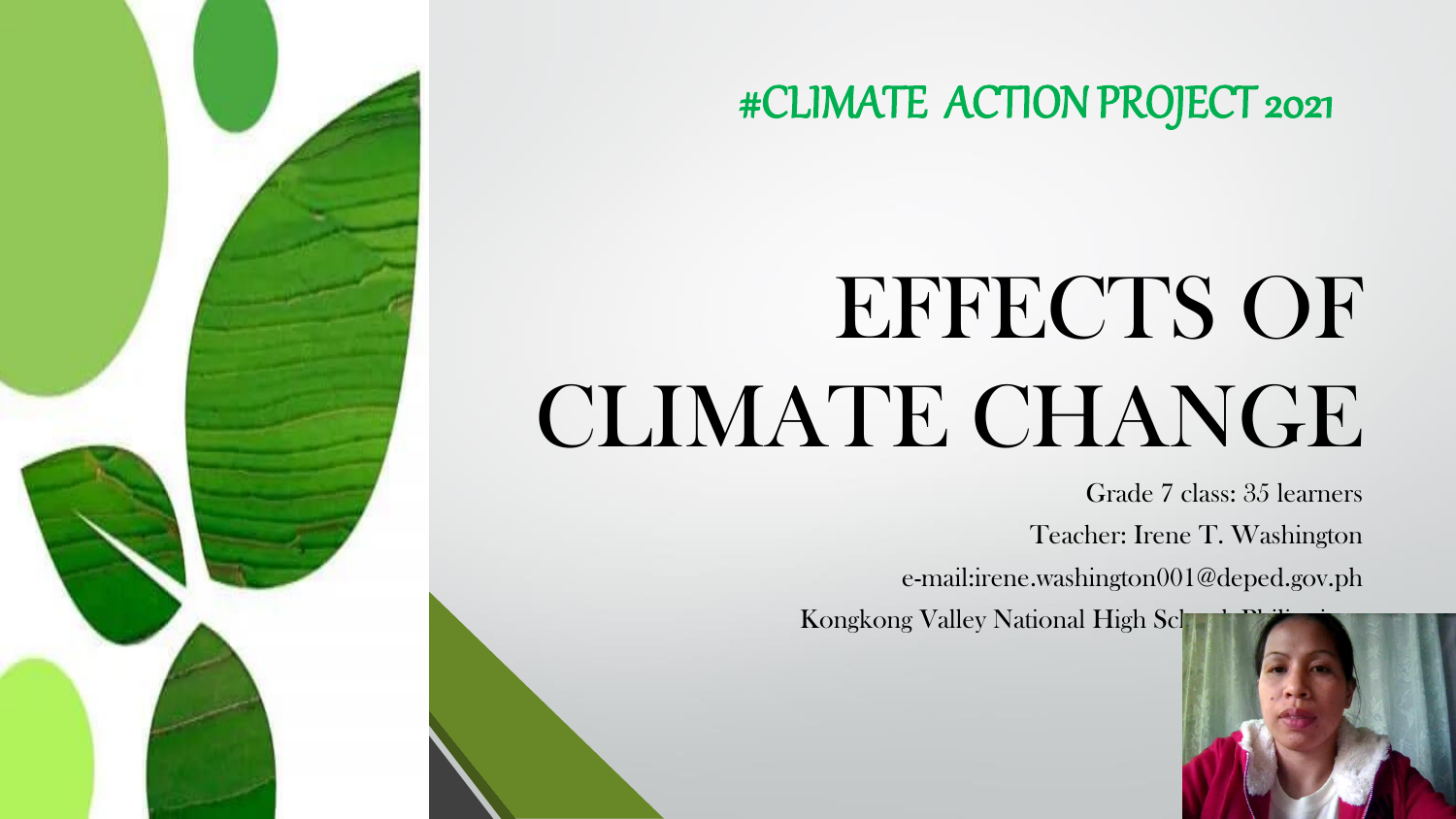#CLIMATE ACTION PROJECT 2021

# EFFECTS OF CLIMATE CHANGE

Grade 7 class: 35 learners

Teacher: Irene T. Washington

e-mail:irene.washington001@deped.gov.ph

Kongkong Valley National High Sc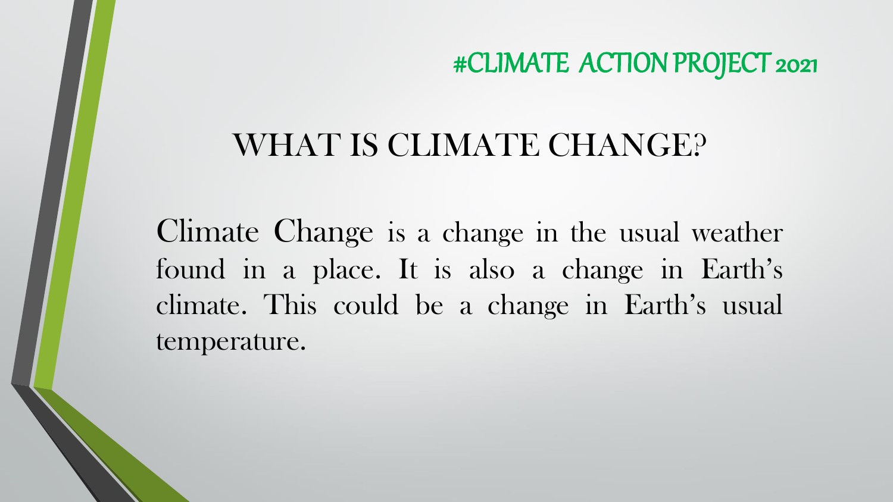#CLIMATE ACTION PROJECT 2021

# WHAT IS CLIMATE CHANGE?

Climate Change is a change in the usual weather found in a place. It is also a change in Earth's climate. This could be a change in Earth's usual temperature.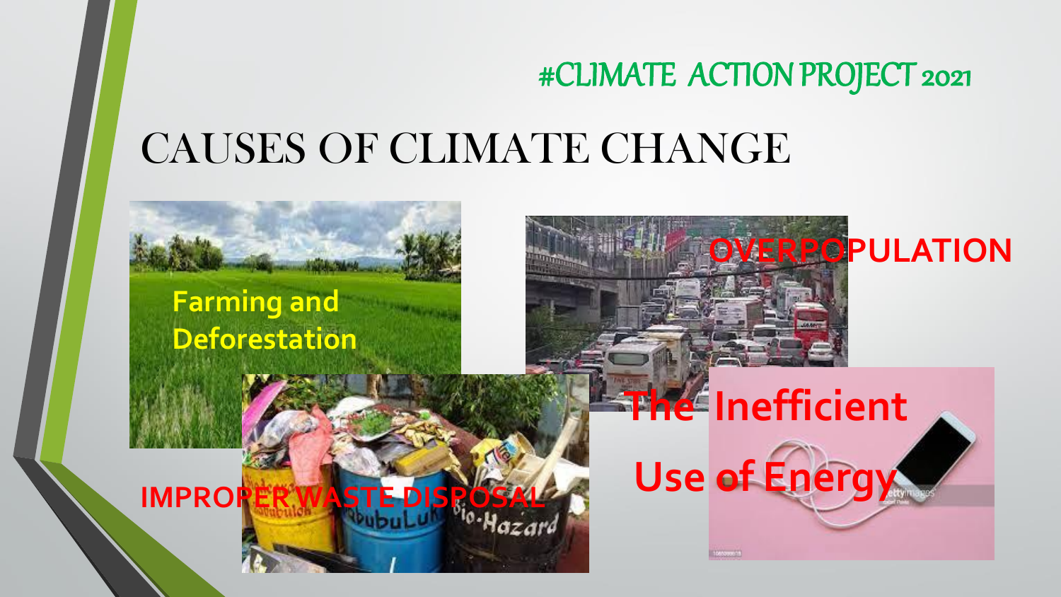#CLIMATE ACTION PROJECT 2021

# CAUSES OF CLIMATE CHANGE

Farming and Deforestation

OVERPOPULATION

IMPROPER WASTE DISPOSAL

The Inefficient Use of Energy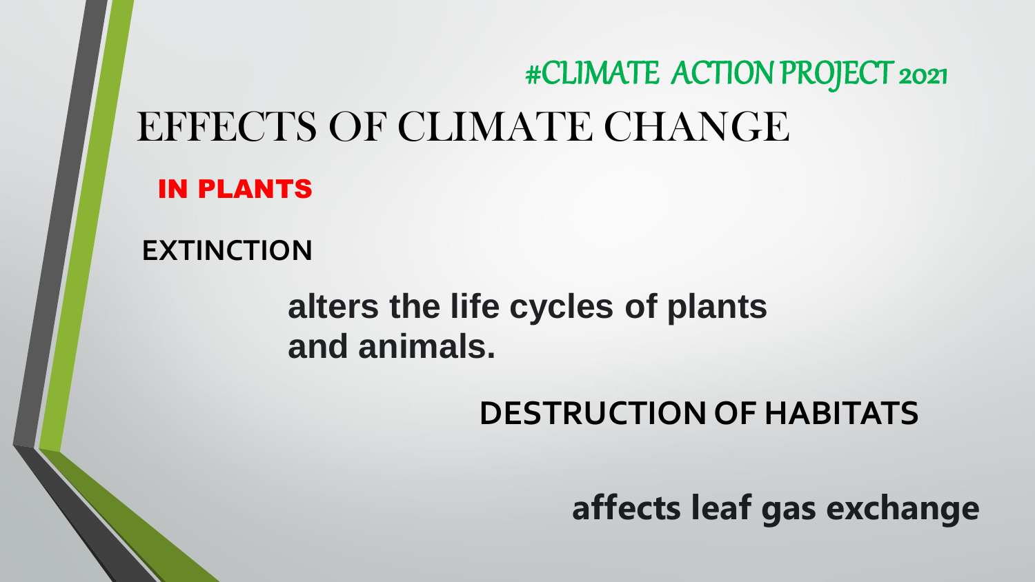#CLIMATE ACTION PROJECT 2021

# EFFECTS OF CLIMATE CHANGE

## IN PLANTS

**EXTINCTION**

**alters the life cycles of plants and animals.**

**DESTRUCTION OF HABITATS**

**affects leaf gas exchange**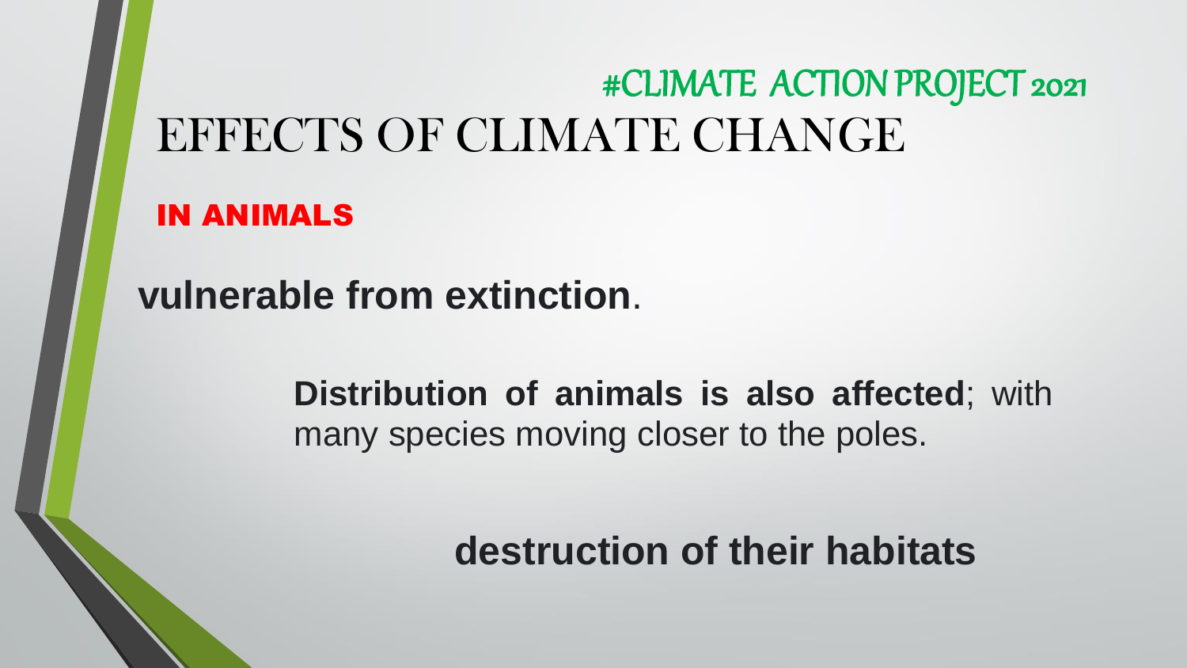#CLIMATE ACTION PROJECT 2021

# EFFECTS OF CLIMATE CHANGE

## IN ANIMALS

**vulnerable from extinction**.

**Distribution of animals is also affected**; with many species moving closer to the poles.

**destruction of their habitats**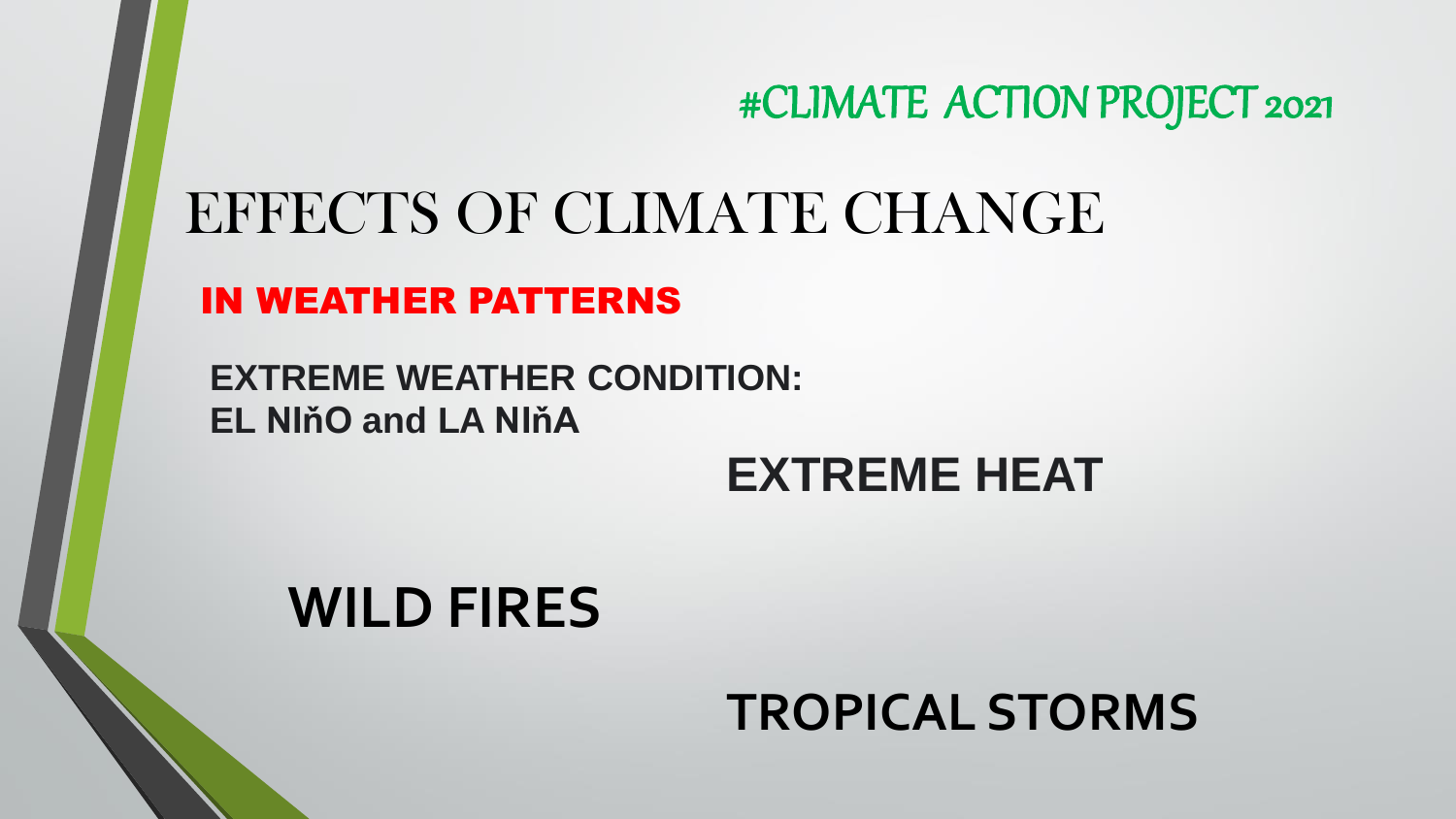#CLIMATE ACTION PROJECT 2021

# EFFECTS OF CLIMATE CHANGE

## IN WEATHER PATTERNS

**EXTREME WEATHER CONDITION:**
**EL NIňO and LA NIňA**

**EXTREME HEAT**

**WILD FIRES**

**TROPICAL STORMS**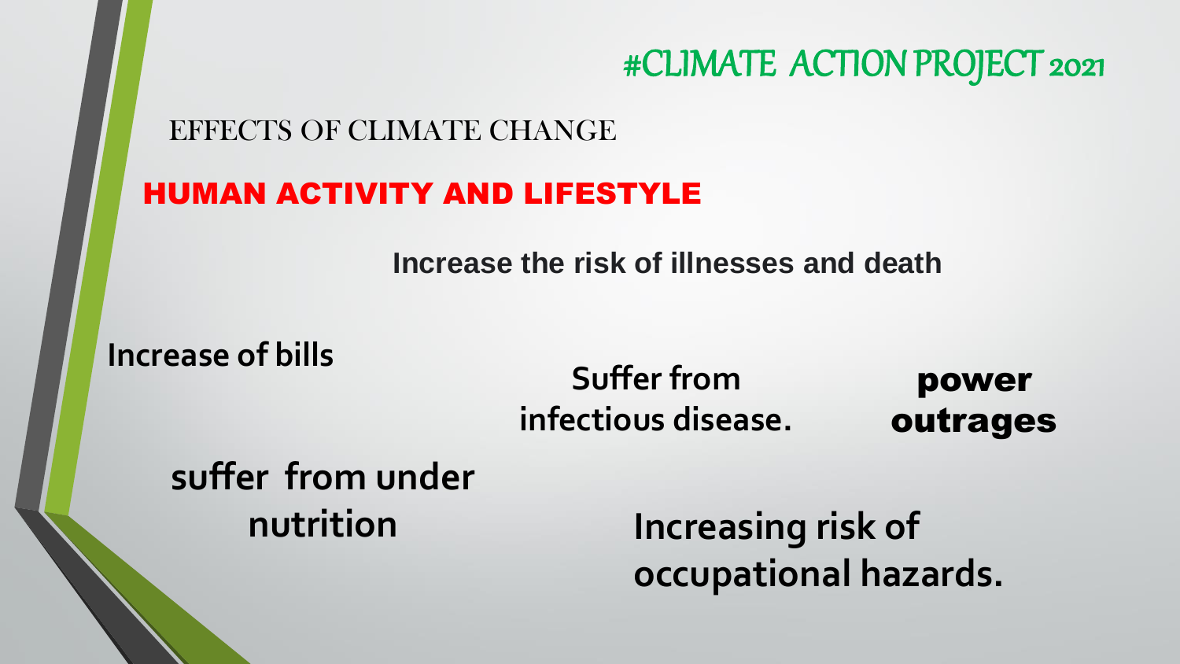#CLIMATE ACTION PROJECT 2021

## EFFECTS OF CLIMATE CHANGE

## HUMAN ACTIVITY AND LIFESTYLE

**Increase the risk of illnesses and death**

**Increase of bills**

**Suffer from infectious disease.**

**power outrages**

**suffer from under nutrition**

**Increasing risk of occupational hazards.**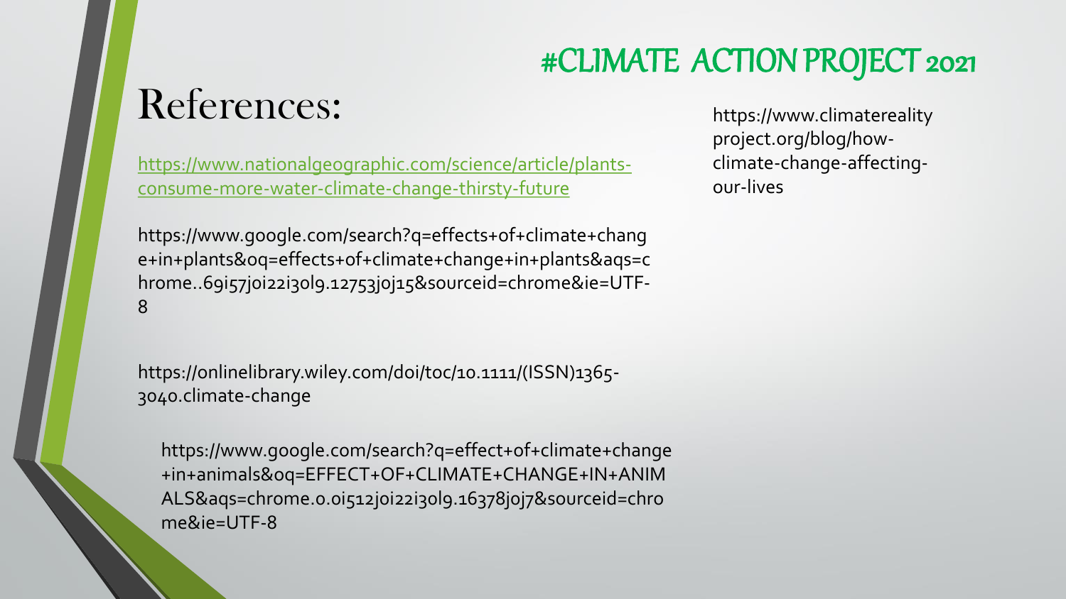# #CLIMATE ACTION PROJECT 2021

## References:

https://www.nationalgeographic.com/science/article/plants-consume-more-water-climate-change-thirsty-future

https://www.google.com/search?q=effects+of+climate+change+in+plants&oq=effects+of+climate+change+in+plants&aqs=chrome..69i57j0i22i30l9.12753j0j15&sourceid=chrome&ie=UTF-8

https://onlinelibrary.wiley.com/doi/toc/10.1111/(ISSN)1365-3040.climate-change

https://www.google.com/search?q=effect+of+climate+change+in+animals&oq=EFFECT+OF+CLIMATE+CHANGE+IN+ANIMALS&aqs=chrome.0.0i512j0i22i30l9.16378j0j7&sourceid=chrome&ie=UTF-8

https://www.climaterealityproject.org/blog/how-climate-change-affecting-our-lives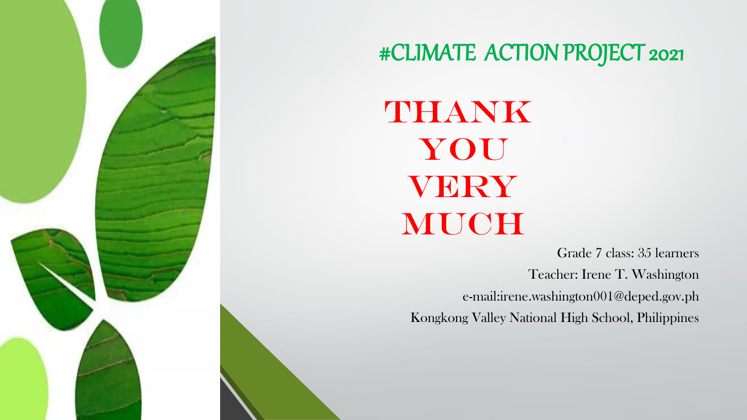# #CLIMATE ACTION PROJECT 2021

# THANK YOU VERY MUCH

Grade 7 class: 35 learners

Teacher: Irene T. Washington

e-mail:irene.washington001@deped.gov.ph

Kongkong Valley National High School, Philippines